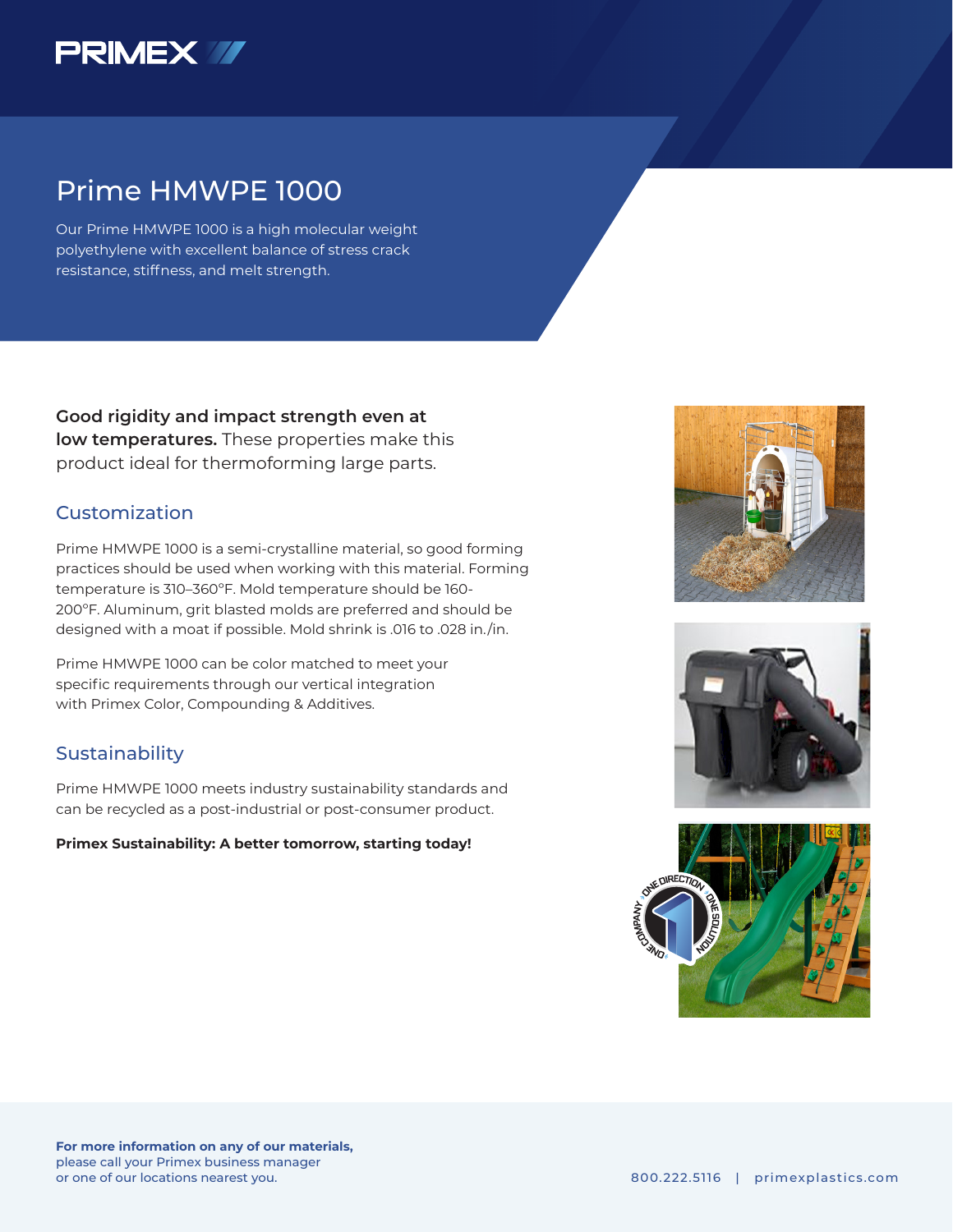PRIMEX

# Prime HMWPE 1000

Our Prime HMWPE 1000 is a high molecular weight polyethylene with excellent balance of stress crack resistance, stiffness, and melt strength.

**Good rigidity and impact strength even at low temperatures.** These properties make this product ideal for thermoforming large parts.

## Customization

Prime HMWPE 1000 is a semi-crystalline material, so good forming practices should be used when working with this material. Forming temperature is 310–360°F. Mold temperature should be 160-200°F. Aluminum, grit blasted molds are preferred and should be designed with a moat if possible. Mold shrink is .016 to .028 in./in.

Prime HMWPE 1000 can be color matched to meet your specific requirements through our vertical integration with Primex Color, Compounding & Additives.

## Sustainability

Prime HMWPE 1000 meets industry sustainability standards and can be recycled as a post-industrial or post-consumer product.

**Primex Sustainability: A better tomorrow, starting today!**

**For more information on any of our materials,** please call your Primex business manager or one of our locations nearest you.

800.222.5116 | primexplastics.com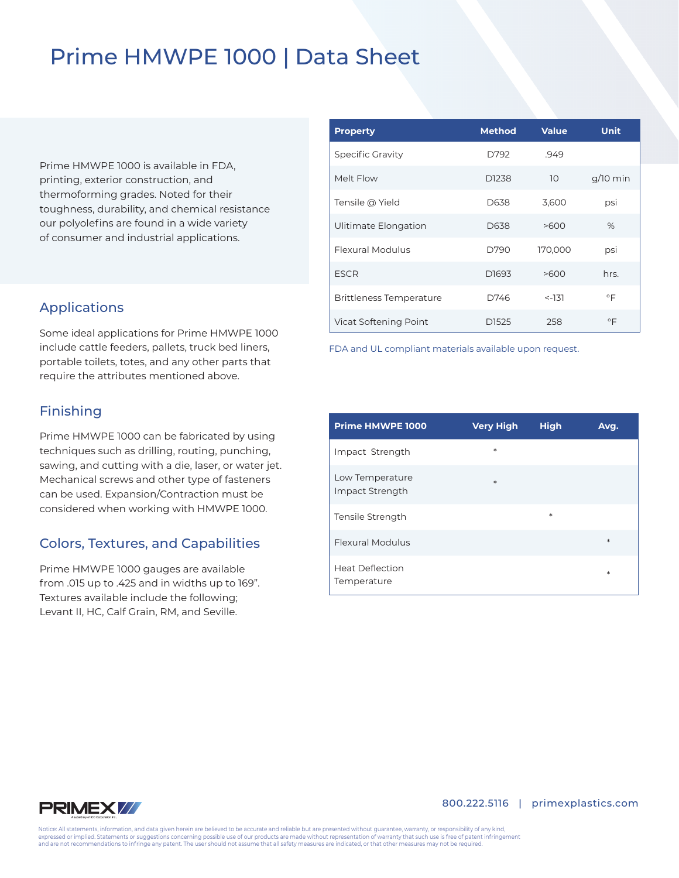# Prime HMWPE 1000 | Data Sheet

Prime HMWPE 1000 is available in FDA, printing, exterior construction, and thermoforming grades. Noted for their toughness, durability, and chemical resistance our polyolefins are found in a wide variety of consumer and industrial applications.

| Property | Method | Value | Unit |
|---|---|---|---|
| Specific Gravity | D792 | .949 | |
| Melt Flow | D1238 | 10 | g/10 min |
| Tensile @ Yield | D638 | 3,600 | psi |
| Ulitimate Elongation | D638 | >600 | % |
| Flexural Modulus | D790 | 170,000 | psi |
| ESCR | D1693 | >600 | hrs. |
| Brittleness Temperature | D746 | <-131 | °F |
| Vicat Softening Point | D1525 | 258 | °F |

FDA and UL compliant materials available upon request.

## Applications

Some ideal applications for Prime HMWPE 1000 include cattle feeders, pallets, truck bed liners, portable toilets, totes, and any other parts that require the attributes mentioned above.

## Finishing

Prime HMWPE 1000 can be fabricated by using techniques such as drilling, routing, punching, sawing, and cutting with a die, laser, or water jet. Mechanical screws and other type of fasteners can be used. Expansion/Contraction must be considered when working with HMWPE 1000.

## Colors, Textures, and Capabilities

Prime HMWPE 1000 gauges are available from .015 up to .425 and in widths up to 169". Textures available include the following; Levant II, HC, Calf Grain, RM, and Seville.

| Prime HMWPE 1000 | Very High | High | Avg. |
|---|---|---|---|
| Impact Strength | * | | |
| Low Temperature Impact Strength | * | | |
| Tensile Strength | | * | |
| Flexural Modulus | | | * |
| Heat Deflection Temperature | | | * |

PRIMEX

800.222.5116 | primexplastics.com

Notice: All statements, information, and data given herein are believed to be accurate and reliable but are presented without guarantee, warranty, or responsibility of any kind, expressed or implied. Statements or suggestions concerning possible use of our products are made without representation of warranty that such use is free of patent infringement and are not recommendations to infringe any patent. The user should not assume that all safety measures are indicated, or that other measures may not be required.